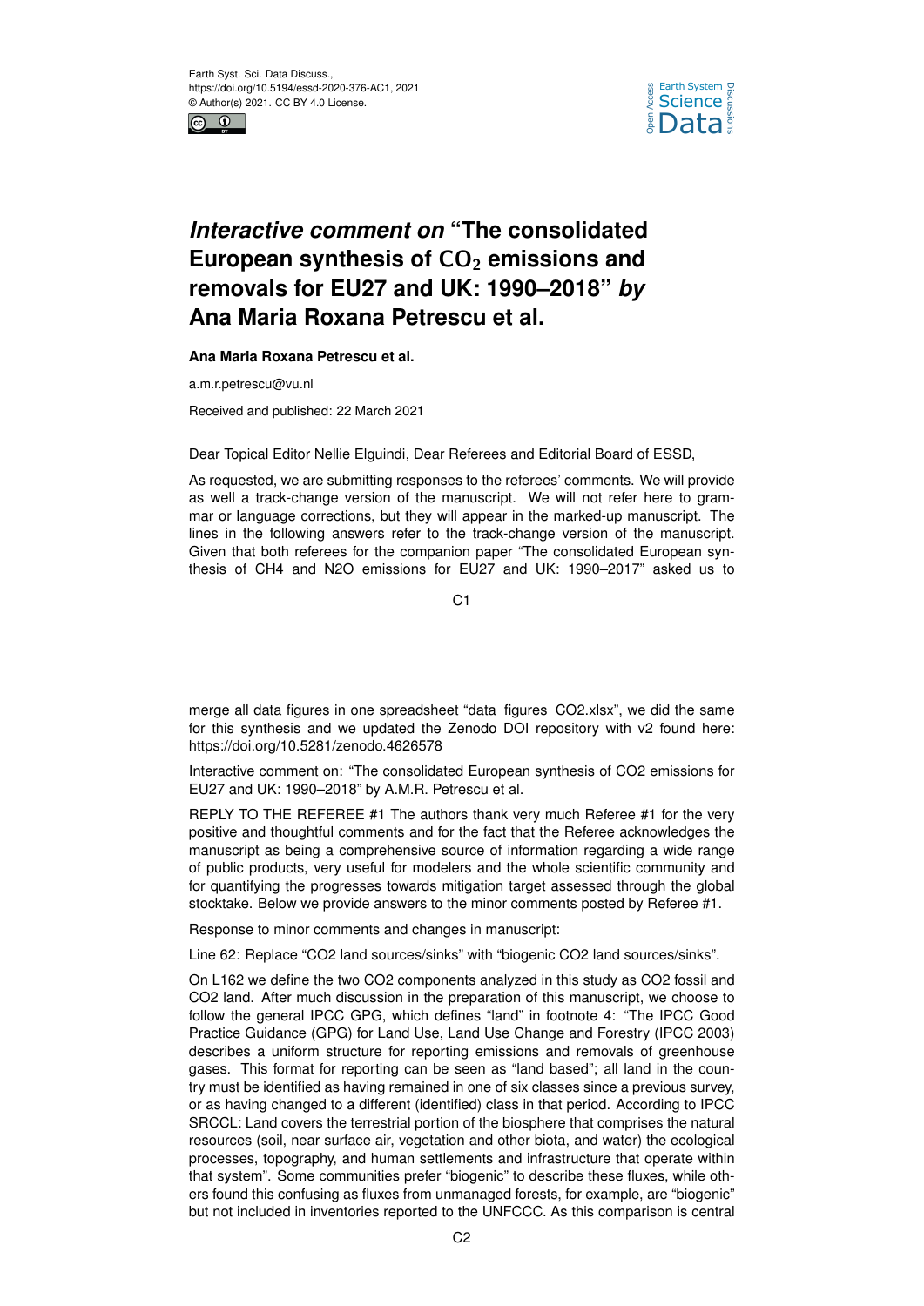# *Interactive comment on* "The consolidated European synthesis of $CO_2$ emissions and removals for EU27 and UK: 1990–2018" *by* Ana Maria Roxana Petrescu et al.

**Ana Maria Roxana Petrescu et al.**

a.m.r.petrescu@vu.nl

Received and published: 22 March 2021

Dear Topical Editor Nellie Elguindi, Dear Referees and Editorial Board of ESSD,

As requested, we are submitting responses to the referees' comments. We will provide as well a track-change version of the manuscript. We will not refer here to grammar or language corrections, but they will appear in the marked-up manuscript. The lines in the following answers refer to the track-change version of the manuscript. Given that both referees for the companion paper "The consolidated European synthesis of CH4 and N2O emissions for EU27 and UK: 1990–2017" asked us to merge all data figures in one spreadsheet "data_figures_CO2.xlsx", we did the same for this synthesis and we updated the Zenodo DOI repository with v2 found here: https://doi.org/10.5281/zenodo.4626578

Interactive comment on: "The consolidated European synthesis of CO2 emissions for EU27 and UK: 1990–2018" by A.M.R. Petrescu et al.

REPLY TO THE REFEREE #1 The authors thank very much Referee #1 for the very positive and thoughtful comments and for the fact that the Referee acknowledges the manuscript as being a comprehensive source of information regarding a wide range of public products, very useful for modelers and the whole scientific community and for quantifying the progresses towards mitigation target assessed through the global stocktake. Below we provide answers to the minor comments posted by Referee #1.

Response to minor comments and changes in manuscript:

Line 62: Replace "CO2 land sources/sinks" with "biogenic CO2 land sources/sinks".

On L162 we define the two CO2 components analyzed in this study as CO2 fossil and CO2 land. After much discussion in the preparation of this manuscript, we choose to follow the general IPCC GPG, which defines "land" in footnote 4: "The IPCC Good Practice Guidance (GPG) for Land Use, Land Use Change and Forestry (IPCC 2003) describes a uniform structure for reporting emissions and removals of greenhouse gases. This format for reporting can be seen as "land based"; all land in the country must be identified as having remained in one of six classes since a previous survey, or as having changed to a different (identified) class in that period. According to IPCC SRCCL: Land covers the terrestrial portion of the biosphere that comprises the natural resources (soil, near surface air, vegetation and other biota, and water) the ecological processes, topography, and human settlements and infrastructure that operate within that system". Some communities prefer "biogenic" to describe these fluxes, while others found this confusing as fluxes from unmanaged forests, for example, are "biogenic" but not included in inventories reported to the UNFCCC. As this comparison is central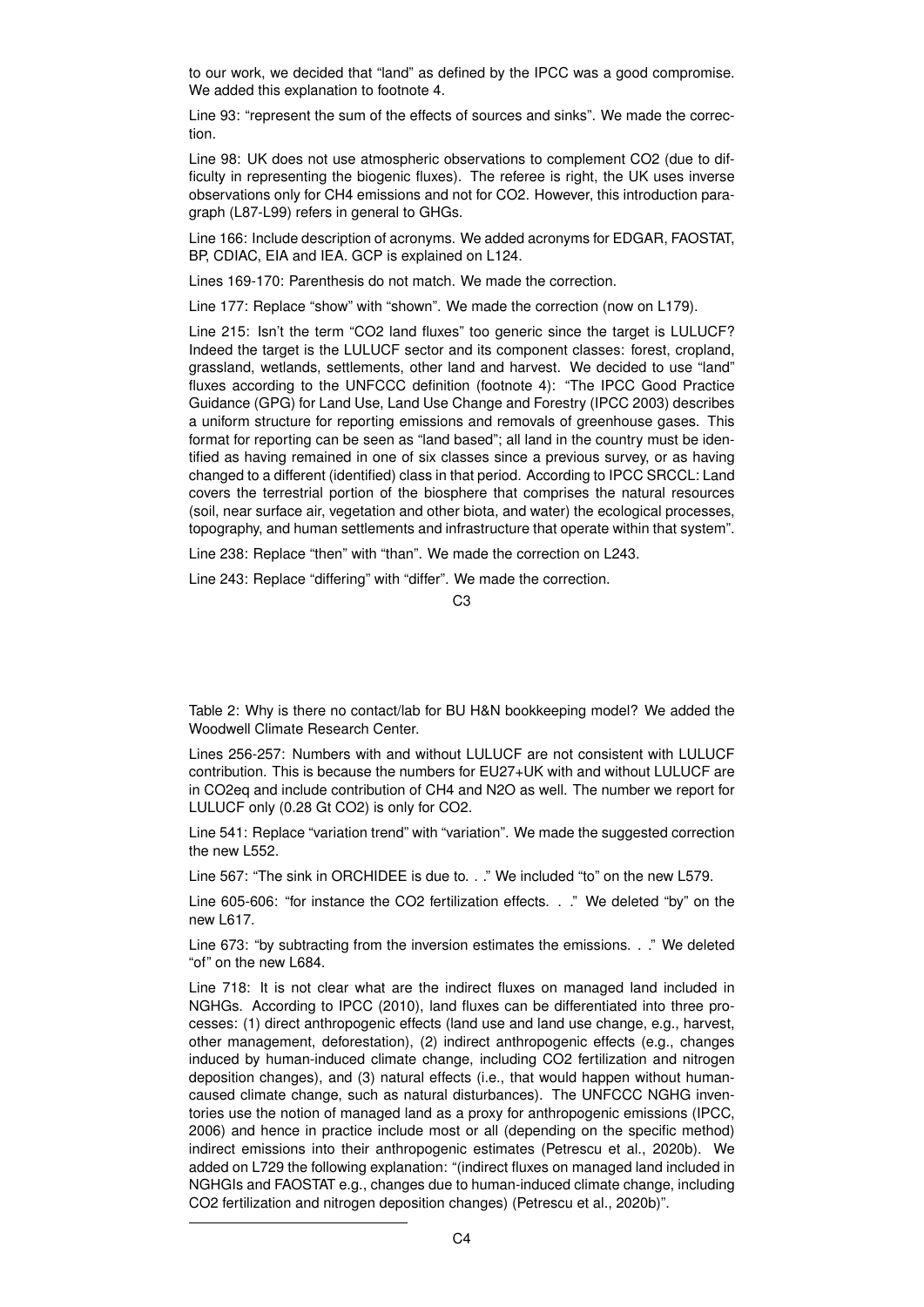to our work, we decided that "land" as defined by the IPCC was a good compromise. We added this explanation to footnote 4.

Line 93: "represent the sum of the effects of sources and sinks". We made the correction.

Line 98: UK does not use atmospheric observations to complement $CO_2$ (due to difficulty in representing the biogenic fluxes). The referee is right, the UK uses inverse observations only for $CH_4$ emissions and not for $CO_2$. However, this introduction paragraph (L87-L99) refers in general to GHGs.

Line 166: Include description of acronyms. We added acronyms for EDGAR, FAOSTAT, BP, CDIAC, EIA and IEA. GCP is explained on L124.

Lines 169-170: Parenthesis do not match. We made the correction.

Line 177: Replace "show" with "shown". We made the correction (now on L179).

Line 215: Isn't the term "$CO_2$ land fluxes" too generic since the target is LULUCF? Indeed the target is the LULUCF sector and its component classes: forest, cropland, grassland, wetlands, settlements, other land and harvest. We decided to use "land" fluxes according to the UNFCCC definition (footnote 4): "The IPCC Good Practice Guidance (GPG) for Land Use, Land Use Change and Forestry (IPCC 2003) describes a uniform structure for reporting emissions and removals of greenhouse gases. This format for reporting can be seen as "land based"; all land in the country must be identified as having remained in one of six classes since a previous survey, or as having changed to a different (identified) class in that period. According to IPCC SRCCL: Land covers the terrestrial portion of the biosphere that comprises the natural resources (soil, near surface air, vegetation and other biota, and water) the ecological processes, topography, and human settlements and infrastructure that operate within that system".

Line 238: Replace "then" with "than". We made the correction on L243.

Line 243: Replace "differing" with "differ". We made the correction.

Table 2: Why is there no contact/lab for BU H&N bookkeeping model? We added the Woodwell Climate Research Center.

Lines 256-257: Numbers with and without LULUCF are not consistent with LULUCF contribution. This is because the numbers for EU27+UK with and without LULUCF are in $CO_2$eq and include contribution of $CH_4$ and $N_2O$ as well. The number we report for LULUCF only (0.28 Gt $CO_2$) is only for $CO_2$.

Line 541: Replace "variation trend" with "variation". We made the suggested correction the new L552.

Line 567: "The sink in ORCHIDEE is due to. . ." We included "to" on the new L579.

Line 605-606: "for instance the $CO_2$ fertilization effects. . ." We deleted "by" on the new L617.

Line 673: "by subtracting from the inversion estimates the emissions. . ." We deleted "of" on the new L684.

Line 718: It is not clear what are the indirect fluxes on managed land included in NGHGs. According to IPCC (2010), land fluxes can be differentiated into three processes: (1) direct anthropogenic effects (land use and land use change, e.g., harvest, other management, deforestation), (2) indirect anthropogenic effects (e.g., changes induced by human-induced climate change, including $CO_2$ fertilization and nitrogen deposition changes), and (3) natural effects (i.e., that would happen without human-caused climate change, such as natural disturbances). The UNFCCC NGHG inventories use the notion of managed land as a proxy for anthropogenic emissions (IPCC, 2006) and hence in practice include most or all (depending on the specific method) indirect emissions into their anthropogenic estimates (Petrescu et al., 2020b). We added on L729 the following explanation: "(indirect fluxes on managed land included in NGHGIs and FAOSTAT e.g., changes due to human-induced climate change, including $CO_2$ fertilization and nitrogen deposition changes) (Petrescu et al., 2020b)".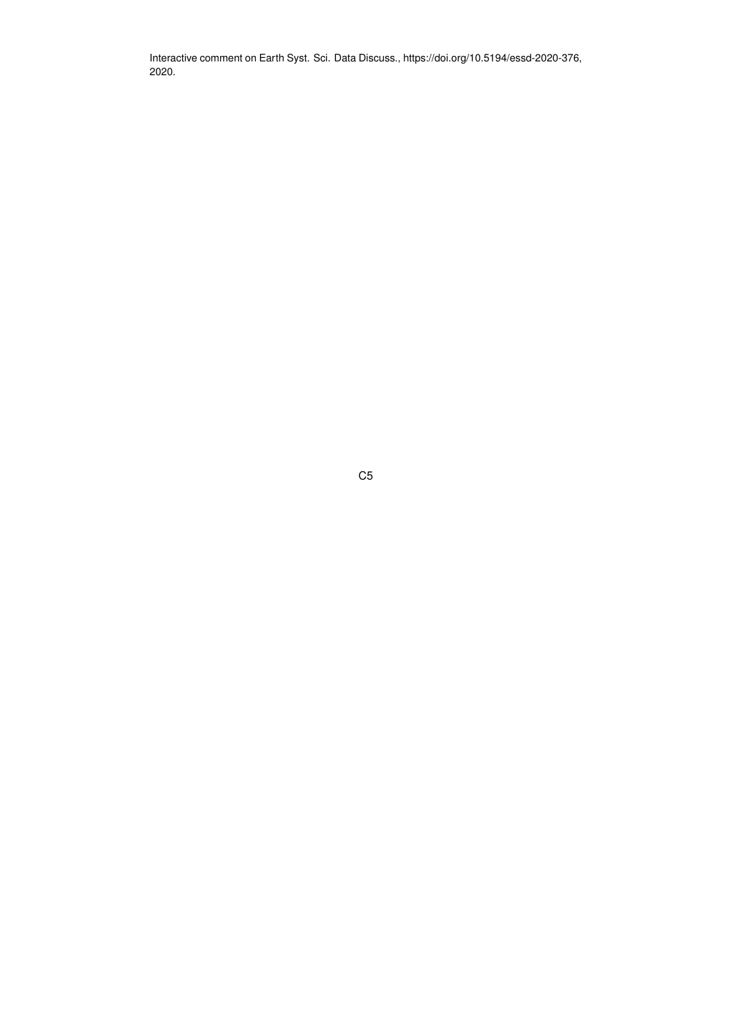Interactive comment on Earth Syst. Sci. Data Discuss., https://doi.org/10.5194/essd-2020-376, 2020.